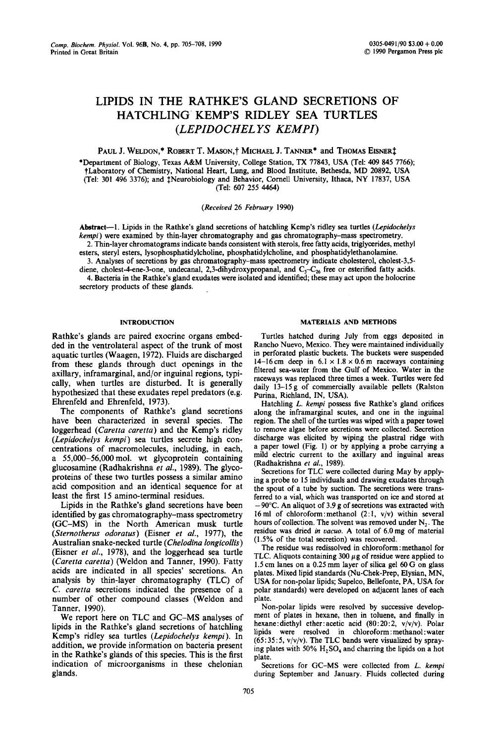# LIPIDS IN THE RATHKE'S GLAND SECRETIONS OF HATCHLING KEMP'S RIDLEY SEA TURTLES (*LEPIDOCHELYS KEMPI*)

PAUL J. WELDON,* ROBERT T. MASON,† MICHAEL J. TANNER* and THOMAS EISNER‡

*Department of Biology, Texas A&M University, College Station, TX 77843, USA (Tel: 409 845 7766); †Laboratory of Chemistry, National Heart, Lung, and Blood Institute, Bethesda, MD 20892, USA (Tel: 301 496 3376); and ‡Neurobiology and Behavior, Cornell University, Ithaca, NY 17837, USA (Tel: 607 255 4464)

*(Received 26 February 1990)*

**Abstract**—1. Lipids in the Rathke's gland secretions of hatchling Kemp's ridley sea turtles (*Lepidochelys kempi*) were examined by thin-layer chromatography and gas chromatography-mass spectrometry.

2. Thin-layer chromatograms indicate bands consistent with sterols, free fatty acids, triglycerides, methyl esters, steryl esters, lysophosphatidylcholine, phosphatidylcholine, and phosphatidylethanolamine.

3. Analyses of secretions by gas chromatography-mass spectrometry indicate cholesterol, cholest-3,5-diene, cholest-4-ene-3-one, undecanal, 2,3-dihydroxypropanal, and $C_3$–$C_{26}$ free or esterified fatty acids.

4. Bacteria in the Rathke's gland exudates were isolated and identified; these may act upon the holocrine secretory products of these glands.

## INTRODUCTION

Rathke's glands are paired exocrine organs embedded in the ventrolateral aspect of the trunk of most aquatic turtles (Waagen, 1972). Fluids are discharged from these glands through duct openings in the axillary, inframarginal, and/or inguinal regions, typically, when turtles are disturbed. It is generally hypothesized that these exudates repel predators (e.g. Ehrenfeld and Ehrenfeld, 1973).

The components of Rathke's gland secretions have been characterized in several species. The loggerhead (*Caretta caretta*) and the Kemp's ridley (*Lepidochelys kempi*) sea turtles secrete high concentrations of macromolecules, including, in each, a 55,000–56,000 mol. wt glycoprotein containing glucosamine (Radhakrishna *et al.*, 1989). The glycoproteins of these two turtles possess a similar amino acid composition and an identical sequence for at least the first 15 amino-terminal residues.

Lipids in the Rathke's gland secretions have been identified by gas chromatography-mass spectrometry (GC–MS) in the North American musk turtle (*Sternotherus odoratus*) (Eisner *et al.*, 1977), the Australian snake-necked turtle (*Chelodina longicollis*) (Eisner *et al.*, 1978), and the loggerhead sea turtle (*Caretta caretta*) (Weldon and Tanner, 1990). Fatty acids are indicated in all species' secretions. An analysis by thin-layer chromatography (TLC) of *C. caretta* secretions indicated the presence of a number of other compound classes (Weldon and Tanner, 1990).

We report here on TLC and GC–MS analyses of lipids in the Rathke's gland secretions of hatchling Kemp's ridley sea turtles (*Lepidochelys kempi*). In addition, we provide information on bacteria present in the Rathke's glands of this species. This is the first indication of microorganisms in these chelonian glands.

## MATERIALS AND METHODS

Turtles hatched during July from eggs deposited in Rancho Nuevo, Mexico. They were maintained individually in perforated plastic buckets. The buckets were suspended 14–16 cm deep in 6.1 × 1.8 × 0.6 m raceways containing filtered sea-water from the Gulf of Mexico. Water in the raceways was replaced three times a week. Turtles were fed daily 13–15 g of commercially available pellets (Ralston Purina, Richland, IN, USA).

Hatchling *L. kempi* possess five Rathke's gland orifices along the inframarginal scutes, and one in the inguinal region. The shell of the turtles was wiped with a paper towel to remove algae before secretions were collected. Secretion discharge was elicited by wiping the plastral ridge with a paper towel (Fig. 1) or by applying a probe carrying a mild electric current to the axillary and inguinal areas (Radhakrishna *et al.*, 1989).

Secretions for TLC were collected during May by applying a probe to 15 individuals and drawing exudates through the spout of a tube by suction. The secretions were transferred to a vial, which was transported on ice and stored at −90°C. An aliquot of 3.9 g of secretions was extracted with 16 ml of chloroform:methanol (2:1, v/v) within several hours of collection. The solvent was removed under $N_2$. The residue was dried *in vacuo*. A total of 6.0 mg of material (1.5% of the total secretion) was recovered.

The residue was redissolved in chloroform:methanol for TLC. Aliquots containing 300 μg of residue were applied to 1.5 cm lanes on a 0.25 mm layer of silica gel 60 G on glass plates. Mixed lipid standards (Nu-Chek-Prep, Elysian, MN, USA for non-polar lipids; Supelco, Bellefonte, PA, USA for polar standards) were developed on adjacent lanes of each plate.

Non-polar lipids were resolved by successive development of plates in hexane, then in toluene, and finally in hexane:diethyl ether:acetic acid (80:20:2, v/v/v). Polar lipids were resolved in chloroform:methanol:water (65:35:5, v/v/v). The TLC bands were visualized by spraying plates with 50% $H_2SO_4$ and charring the lipids on a hot plate.

Secretions for GC–MS were collected from *L. kempi* during September and January. Fluids collected during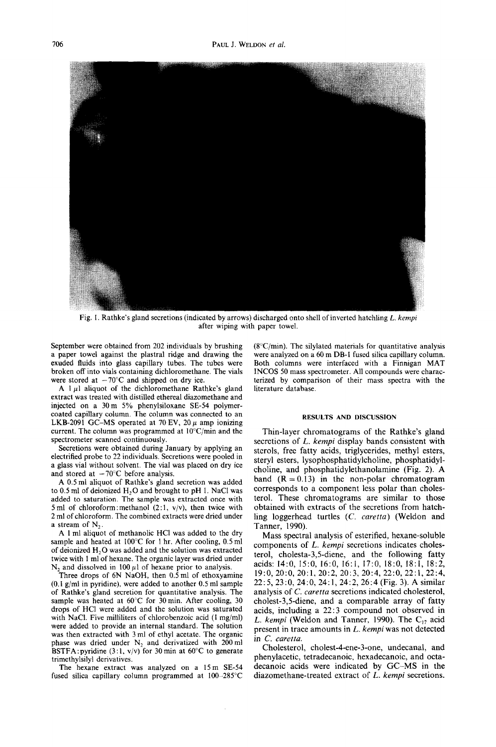Fig. 1. Rathke's gland secretions (indicated by arrows) discharged onto shell of inverted hatchling *L. kempi* after wiping with paper towel.

September were obtained from 202 individuals by brushing a paper towel against the plastral ridge and drawing the exuded fluids into glass capillary tubes. The tubes were broken off into vials containing dichloromethane. The vials were stored at $-70°C$ and shipped on dry ice.

A 1 $\mu l$ aliquot of the dichloromethane Rathke's gland extract was treated with distilled ethereal diazomethane and injected on a 30 m 5% phenylsiloxane SE-54 polymer-coated capillary column. The column was connected to an LKB-2091 GC–MS operated at 70 EV, 20 $\mu$ amp ionizing current. The column was programmed at 10°C/min and the spectrometer scanned continuously.

Secretions were obtained during January by applying an electrified probe to 22 individuals. Secretions were pooled in a glass vial without solvent. The vial was placed on dry ice and stored at $-70°C$ before analysis.

A 0.5 ml aliquot of Rathke's gland secretion was added to 0.5 ml of deionized $H_2O$ and brought to pH 1. NaCl was added to saturation. The sample was extracted once with 5 ml of chloroform:methanol (2:1, v/v), then twice with 2 ml of chloroform. The combined extracts were dried under a stream of $N_2$.

A 1 ml aliquot of methanolic HCl was added to the dry sample and heated at 100°C for 1 hr. After cooling, 0.5 ml of deionized $H_2O$ was added and the solution was extracted twice with 1 ml of hexane. The organic layer was dried under $N_2$ and dissolved in 100 $\mu l$ of hexane prior to analysis.

Three drops of 6N NaOH, then 0.5 ml of ethoxyamine (0.1 g/ml in pyridine), were added to another 0.5 ml sample of Rathke's gland secretion for quantitative analysis. The sample was heated at 60°C for 30 min. After cooling, 30 drops of HCl were added and the solution was saturated with NaCl. Five milliliters of chlorobenzoic acid (1 mg/ml) were added to provide an internal standard. The solution was then extracted with 3 ml of ethyl acetate. The organic phase was dried under $N_2$ and derivatized with 200 ml BSTFA:pyridine (3:1, v/v) for 30 min at 60°C to generate trimethylsilyl derivatives.

The hexane extract was analyzed on a 15 m SE-54 fused silica capillary column programmed at 100–285°C (8°C/min). The silylated materials for quantitative analysis were analyzed on a 60 m DB-1 fused silica capillary column. Both columns were interfaced with a Finnigan MAT INCOS 50 mass spectrometer. All compounds were characterized by comparison of their mass spectra with the literature database.

## RESULTS AND DISCUSSION

Thin-layer chromatograms of the Rathke's gland secretions of *L. kempi* display bands consistent with sterols, free fatty acids, triglycerides, methyl esters, steryl esters, lysophosphatidylcholine, phosphatidylcholine, and phosphatidylethanolamine (Fig. 2). A band ($R = 0.13$) in the non-polar chromatogram corresponds to a component less polar than cholesterol. These chromatograms are similar to those obtained with extracts of the secretions from hatchling loggerhead turtles (*C. caretta*) (Weldon and Tanner, 1990).

Mass spectral analysis of esterified, hexane-soluble components of *L. kempi* secretions indicates cholesterol, cholesta-3,5-diene, and the following fatty acids: 14:0, 15:0, 16:0, 16:1, 17:0, 18:0, 18:1, 18:2, 19:0, 20:0, 20:1, 20:2, 20:3, 20:4, 22:0, 22:1, 22:4, 22:5, 23:0, 24:0, 24:1, 24:2, 26:4 (Fig. 3). A similar analysis of *C. caretta* secretions indicated cholesterol, cholest-3,5-diene, and a comparable array of fatty acids, including a 22:3 compound not observed in *L. kempi* (Weldon and Tanner, 1990). The $C_{17}$ acid present in trace amounts in *L. kempi* was not detected in *C. caretta*.

Cholesterol, cholest-4-ene-3-one, undecanal, and phenylacetic, tetradecanoic, hexadecanoic, and octadecanoic acids were indicated by GC–MS in the diazomethane-treated extract of *L. kempi* secretions.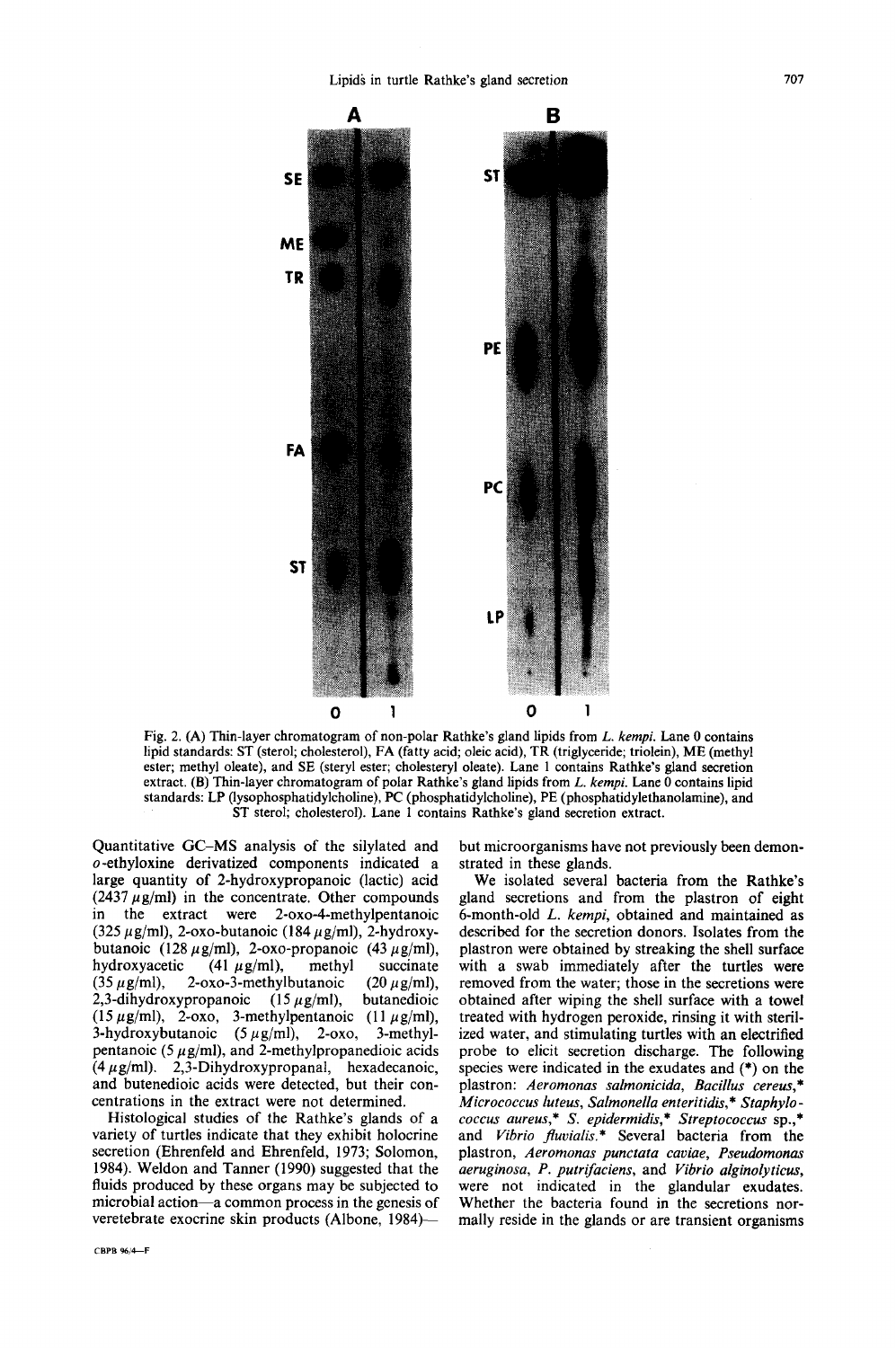Fig. 2. (A) Thin-layer chromatogram of non-polar Rathke's gland lipids from *L. kempi*. Lane 0 contains lipid standards: ST (sterol; cholesterol), FA (fatty acid; oleic acid), TR (triglyceride; triolein), ME (methyl ester; methyl oleate), and SE (steryl ester; cholesteryl oleate). Lane 1 contains Rathke's gland secretion extract. (B) Thin-layer chromatogram of polar Rathke's gland lipids from *L. kempi*. Lane 0 contains lipid standards: LP (lysophosphatidylcholine), PC (phosphatidylcholine), PE (phosphatidylethanolamine), and ST sterol; cholesterol). Lane 1 contains Rathke's gland secretion extract.

Quantitative GC–MS analysis of the silylated and *o*-ethyloxine derivatized components indicated a large quantity of 2-hydroxypropanoic (lactic) acid (2437 $\mu$g/ml) in the concentrate. Other compounds in the extract were 2-oxo-4-methylpentanoic (325 $\mu$g/ml), 2-oxo-butanoic (184 $\mu$g/ml), 2-hydroxybutanoic (128 $\mu$g/ml), 2-oxo-propanoic (43 $\mu$g/ml), hydroxyacetic (41 $\mu$g/ml), methyl succinate (35 $\mu$g/ml), 2-oxo-3-methylbutanoic (20 $\mu$g/ml), 2,3-dihydroxypropanoic (15 $\mu$g/ml), butanedioic (15 $\mu$g/ml), 2-oxo, 3-methylpentanoic (11 $\mu$g/ml), 3-hydroxybutanoic (5 $\mu$g/ml), 2-oxo, 3-methylpentanoic (5 $\mu$g/ml), and 2-methylpropanedioic acids (4 $\mu$g/ml). 2,3-Dihydroxypropanal, hexadecanoic, and butenedioic acids were detected, but their concentrations in the extract were not determined.

Histological studies of the Rathke's glands of a variety of turtles indicate that they exhibit holocrine secretion (Ehrenfeld and Ehrenfeld, 1973; Solomon, 1984). Weldon and Tanner (1990) suggested that the fluids produced by these organs may be subjected to microbial action—a common process in the genesis of veretebrate exocrine skin products (Albone, 1984)—but microorganisms have not previously been demonstrated in these glands.

We isolated several bacteria from the Rathke's gland secretions and from the plastron of eight 6-month-old *L. kempi*, obtained and maintained as described for the secretion donors. Isolates from the plastron were obtained by streaking the shell surface with a swab immediately after the turtles were removed from the water; those in the secretions were obtained after wiping the shell surface with a towel treated with hydrogen peroxide, rinsing it with sterilized water, and stimulating turtles with an electrified probe to elicit secretion discharge. The following species were indicated in the exudates and (*) on the plastron: *Aeromonas salmonicida*, *Bacillus cereus*,* *Micrococcus luteus*, *Salmonella enteritidis*,* *Staphylococcus aureus*,* *S. epidermidis*,* *Streptococcus* sp.,* and *Vibrio fluvialis*.* Several bacteria from the plastron, *Aeromonas punctata caviae*, *Pseudomonas aeruginosa*, *P. putrifaciens*, and *Vibrio alginolyticus*, were not indicated in the glandular exudates. Whether the bacteria found in the secretions normally reside in the glands or are transient organisms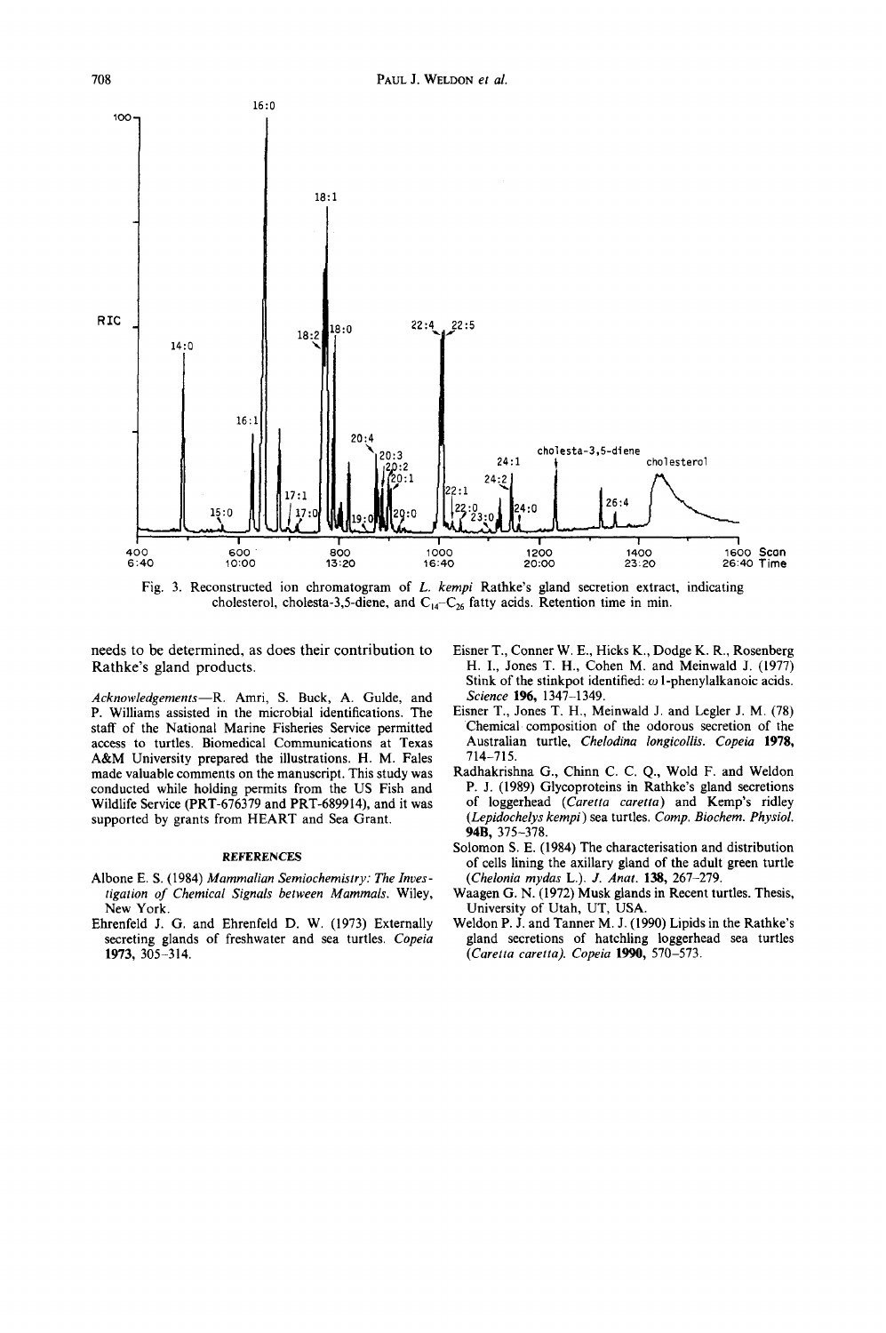16:0

18:1

RIC

14:0

18:2

18:0

22:4

22:5

16:1

20:4

20:3

20:2

20:1

17:1

15:0

17:0

19:0

20:0

22:1

22:0

23:0

24:1

24:2

24:0

cholesta-3,5-diene

cholesterol

26:4

100

400 6:40

600 10:00

800 13:20

1000 16:40

1200 20:00

1400 23:20

1600 Scan 26:40 Time

Fig. 3. Reconstructed ion chromatogram of *L. kempi* Rathke's gland secretion extract, indicating cholesterol, cholesta-3,5-diene, and $C_{14}$–$C_{26}$ fatty acids. Retention time in min.

needs to be determined, as does their contribution to Rathke's gland products.

*Acknowledgements*—R. Amri, S. Buck, A. Gulde, and P. Williams assisted in the microbial identifications. The staff of the National Marine Fisheries Service permitted access to turtles. Biomedical Communications at Texas A&M University prepared the illustrations. H. M. Fales made valuable comments on the manuscript. This study was conducted while holding permits from the US Fish and Wildlife Service (PRT-676379 and PRT-689914), and it was supported by grants from HEART and Sea Grant.

## REFERENCES

Albone E. S. (1984) *Mammalian Semiochemistry: The Investigation of Chemical Signals between Mammals*. Wiley, New York.

Ehrenfeld J. G. and Ehrenfeld D. W. (1973) Externally secreting glands of freshwater and sea turtles. *Copeia* **1973**, 305–314.

Eisner T., Conner W. E., Hicks K., Dodge K. R., Rosenberg H. I., Jones T. H., Cohen M. and Meinwald J. (1977) Stink of the stinkpot identified: ω 1-phenylalkanoic acids. *Science* **196**, 1347–1349.

Eisner T., Jones T. H., Meinwald J. and Legler J. M. (78) Chemical composition of the odorous secretion of the Australian turtle, *Chelodina longicollis*. *Copeia* **1978**, 714–715.

Radhakrishna G., Chinn C. C. Q., Wold F. and Weldon P. J. (1989) Glycoproteins in Rathke's gland secretions of loggerhead (*Caretta caretta*) and Kemp's ridley (*Lepidochelys kempi*) sea turtles. *Comp. Biochem. Physiol.* **94B**, 375–378.

Solomon S. E. (1984) The characterisation and distribution of cells lining the axillary gland of the adult green turtle (*Chelonia mydas* L.). *J. Anat.* **138**, 267–279.

Waagen G. N. (1972) Musk glands in Recent turtles. Thesis, University of Utah, UT, USA.

Weldon P. J. and Tanner M. J. (1990) Lipids in the Rathke's gland secretions of hatchling loggerhead sea turtles (*Caretta caretta*). *Copeia* **1990**, 570–573.